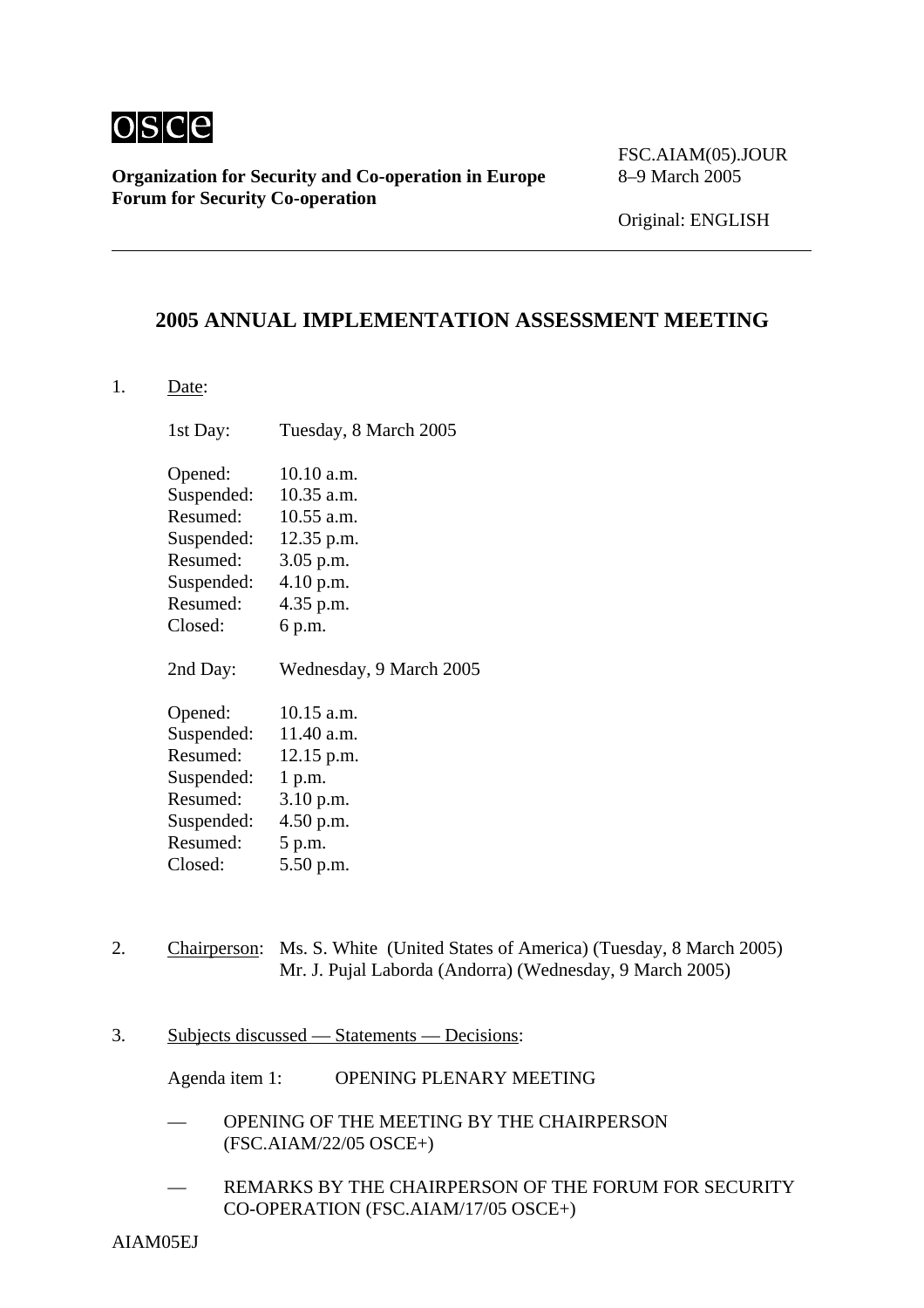osce

**Organization for Security and Co-operation in Europe**
**Forum for Security Co-operation**

FSC.AIAM(05).JOUR
8–9 March 2005

Original: ENGLISH

# 2005 ANNUAL IMPLEMENTATION ASSESSMENT MEETING

1. Date:

   1st Day: Tuesday, 8 March 2005

   Opened: 10.10 a.m.
   Suspended: 10.35 a.m.
   Resumed: 10.55 a.m.
   Suspended: 12.35 p.m.
   Resumed: 3.05 p.m.
   Suspended: 4.10 p.m.
   Resumed: 4.35 p.m.
   Closed: 6 p.m.

   2nd Day: Wednesday, 9 March 2005

   Opened: 10.15 a.m.
   Suspended: 11.40 a.m.
   Resumed: 12.15 p.m.
   Suspended: 1 p.m.
   Resumed: 3.10 p.m.
   Suspended: 4.50 p.m.
   Resumed: 5 p.m.
   Closed: 5.50 p.m.

2. Chairperson: Ms. S. White (United States of America) (Tuesday, 8 March 2005)
   Mr. J. Pujal Laborda (Andorra) (Wednesday, 9 March 2005)

3. Subjects discussed — Statements — Decisions:

   Agenda item 1: OPENING PLENARY MEETING

   — OPENING OF THE MEETING BY THE CHAIRPERSON (FSC.AIAM/22/05 OSCE+)

   — REMARKS BY THE CHAIRPERSON OF THE FORUM FOR SECURITY CO-OPERATION (FSC.AIAM/17/05 OSCE+)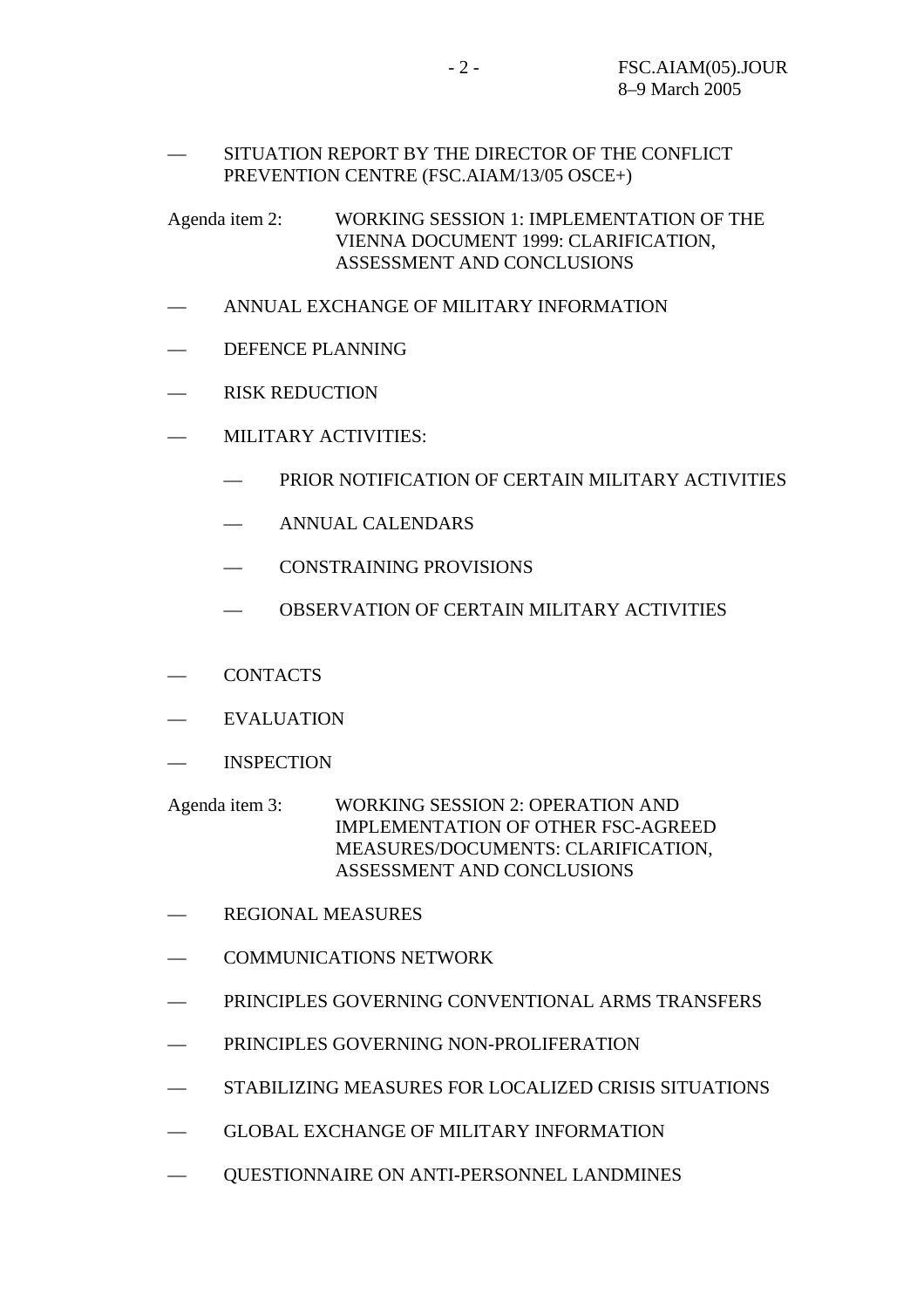— SITUATION REPORT BY THE DIRECTOR OF THE CONFLICT PREVENTION CENTRE (FSC.AIAM/13/05 OSCE+)

Agenda item 2: WORKING SESSION 1: IMPLEMENTATION OF THE VIENNA DOCUMENT 1999: CLARIFICATION, ASSESSMENT AND CONCLUSIONS

— ANNUAL EXCHANGE OF MILITARY INFORMATION

— DEFENCE PLANNING

— RISK REDUCTION

— MILITARY ACTIVITIES:

  — PRIOR NOTIFICATION OF CERTAIN MILITARY ACTIVITIES

  — ANNUAL CALENDARS

  — CONSTRAINING PROVISIONS

  — OBSERVATION OF CERTAIN MILITARY ACTIVITIES

— CONTACTS

— EVALUATION

— INSPECTION

Agenda item 3: WORKING SESSION 2: OPERATION AND IMPLEMENTATION OF OTHER FSC-AGREED MEASURES/DOCUMENTS: CLARIFICATION, ASSESSMENT AND CONCLUSIONS

— REGIONAL MEASURES

— COMMUNICATIONS NETWORK

— PRINCIPLES GOVERNING CONVENTIONAL ARMS TRANSFERS

— PRINCIPLES GOVERNING NON-PROLIFERATION

— STABILIZING MEASURES FOR LOCALIZED CRISIS SITUATIONS

— GLOBAL EXCHANGE OF MILITARY INFORMATION

— QUESTIONNAIRE ON ANTI-PERSONNEL LANDMINES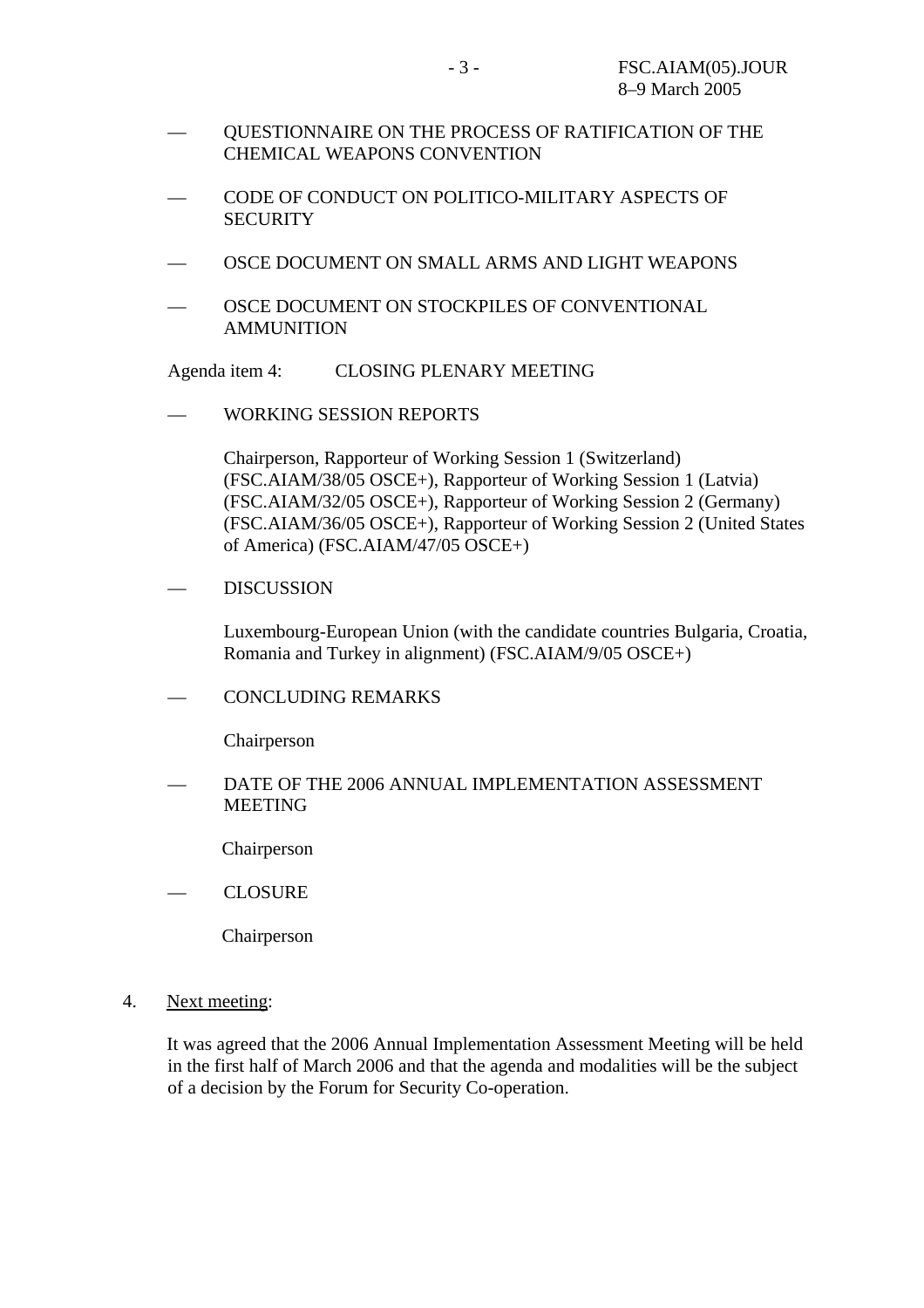— QUESTIONNAIRE ON THE PROCESS OF RATIFICATION OF THE CHEMICAL WEAPONS CONVENTION

— CODE OF CONDUCT ON POLITICO-MILITARY ASPECTS OF SECURITY

— OSCE DOCUMENT ON SMALL ARMS AND LIGHT WEAPONS

— OSCE DOCUMENT ON STOCKPILES OF CONVENTIONAL AMMUNITION

Agenda item 4: CLOSING PLENARY MEETING

— WORKING SESSION REPORTS

  Chairperson, Rapporteur of Working Session 1 (Switzerland) (FSC.AIAM/38/05 OSCE+), Rapporteur of Working Session 1 (Latvia) (FSC.AIAM/32/05 OSCE+), Rapporteur of Working Session 2 (Germany) (FSC.AIAM/36/05 OSCE+), Rapporteur of Working Session 2 (United States of America) (FSC.AIAM/47/05 OSCE+)

— DISCUSSION

  Luxembourg-European Union (with the candidate countries Bulgaria, Croatia, Romania and Turkey in alignment) (FSC.AIAM/9/05 OSCE+)

— CONCLUDING REMARKS

  Chairperson

— DATE OF THE 2006 ANNUAL IMPLEMENTATION ASSESSMENT MEETING

  Chairperson

— CLOSURE

  Chairperson

4. Next meeting:

   It was agreed that the 2006 Annual Implementation Assessment Meeting will be held in the first half of March 2006 and that the agenda and modalities will be the subject of a decision by the Forum for Security Co-operation.